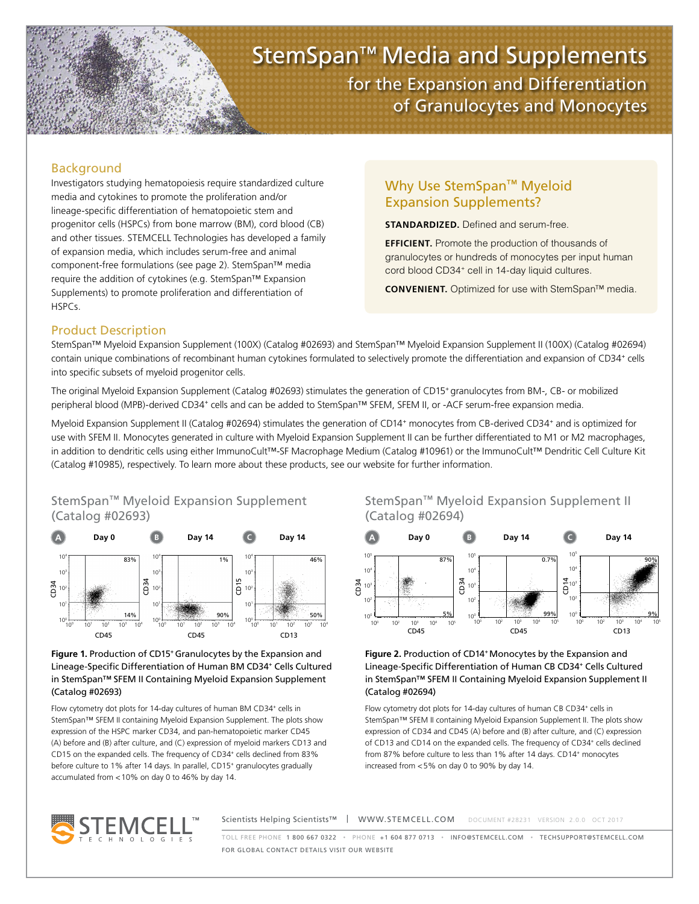# StemSpan™ Media and Supplements

## for the Expansion and Differentiation of Granulocytes and Monocytes

## Background

Investigators studying hematopoiesis require standardized culture media and cytokines to promote the proliferation and/or lineage-specific differentiation of hematopoietic stem and progenitor cells (HSPCs) from bone marrow (BM), cord blood (CB) and other tissues. STEMCELL Technologies has developed a family of expansion media, which includes serum-free and animal component-free formulations (see page 2). StemSpan™ media require the addition of cytokines (e.g. StemSpan™ Expansion Supplements) to promote proliferation and differentiation of HSPCs.

## Why Use StemSpan™ Myeloid Expansion Supplements?

**STANDARDIZED.** Defined and serum-free.

**EFFICIENT.** Promote the production of thousands of granulocytes or hundreds of monocytes per input human cord blood CD34+ cell in 14-day liquid cultures.

**CONVENIENT.** Optimized for use with StemSpan™ media.

## Product Description

StemSpan™ Myeloid Expansion Supplement (100X) (Catalog #02693) and StemSpan™ Myeloid Expansion Supplement II (100X) (Catalog #02694) contain unique combinations of recombinant human cytokines formulated to selectively promote the differentiation and expansion of CD34+ cells into specific subsets of myeloid progenitor cells.

The original Myeloid Expansion Supplement (Catalog #02693) stimulates the generation of CD15+ granulocytes from BM-, CB- or mobilized peripheral blood (MPB)-derived CD34+ cells and can be added to StemSpan™ SFEM, SFEM II, or -ACF serum-free expansion media.

Myeloid Expansion Supplement II (Catalog #02694) stimulates the generation of CD14+ monocytes from CB-derived CD34+ and is optimized for use with SFEM II. Monocytes generated in culture with Myeloid Expansion Supplement II can be further differentiated to M1 or M2 macrophages, in addition to dendritic cells using either ImmunoCult™-SF Macrophage Medium (Catalog #10961) or the ImmunoCult™ Dendritic Cell Culture Kit (Catalog #10985), respectively. To learn more about these products, see our website for further information.

### StemSpan™ Myeloid Expansion Supplement (Catalog #02693)

**Figure 1.** Production of CD15+ Granulocytes by the Expansion and Lineage-Specific Differentiation of Human BM CD34+ Cells Cultured in StemSpan™ SFEM II Containing Myeloid Expansion Supplement (Catalog #02693)

Flow cytometry dot plots for 14-day cultures of human BM CD34+ cells in StemSpan™ SFEM II containing Myeloid Expansion Supplement. The plots show expression of the HSPC marker CD34, and pan-hematopoietic marker CD45 (A) before and (B) after culture, and (C) expression of myeloid markers CD13 and CD15 on the expanded cells. The frequency of CD34+ cells declined from 83% before culture to 1% after 14 days. In parallel, CD15+ granulocytes gradually accumulated from <10% on day 0 to 46% by day 14.

### StemSpan™ Myeloid Expansion Supplement II (Catalog #02694)

**Figure 2.** Production of CD14+ Monocytes by the Expansion and Lineage-Specific Differentiation of Human CB CD34+ Cells Cultured in StemSpan™ SFEM II Containing Myeloid Expansion Supplement II (Catalog #02694)

Flow cytometry dot plots for 14-day cultures of human CB CD34+ cells in StemSpan™ SFEM II containing Myeloid Expansion Supplement II. The plots show expression of CD34 and CD45 (A) before and (B) after culture, and (C) expression of CD13 and CD14 on the expanded cells. The frequency of CD34+ cells declined from 87% before culture to less than 1% after 14 days. CD14+ monocytes increased from <5% on day 0 to 90% by day 14.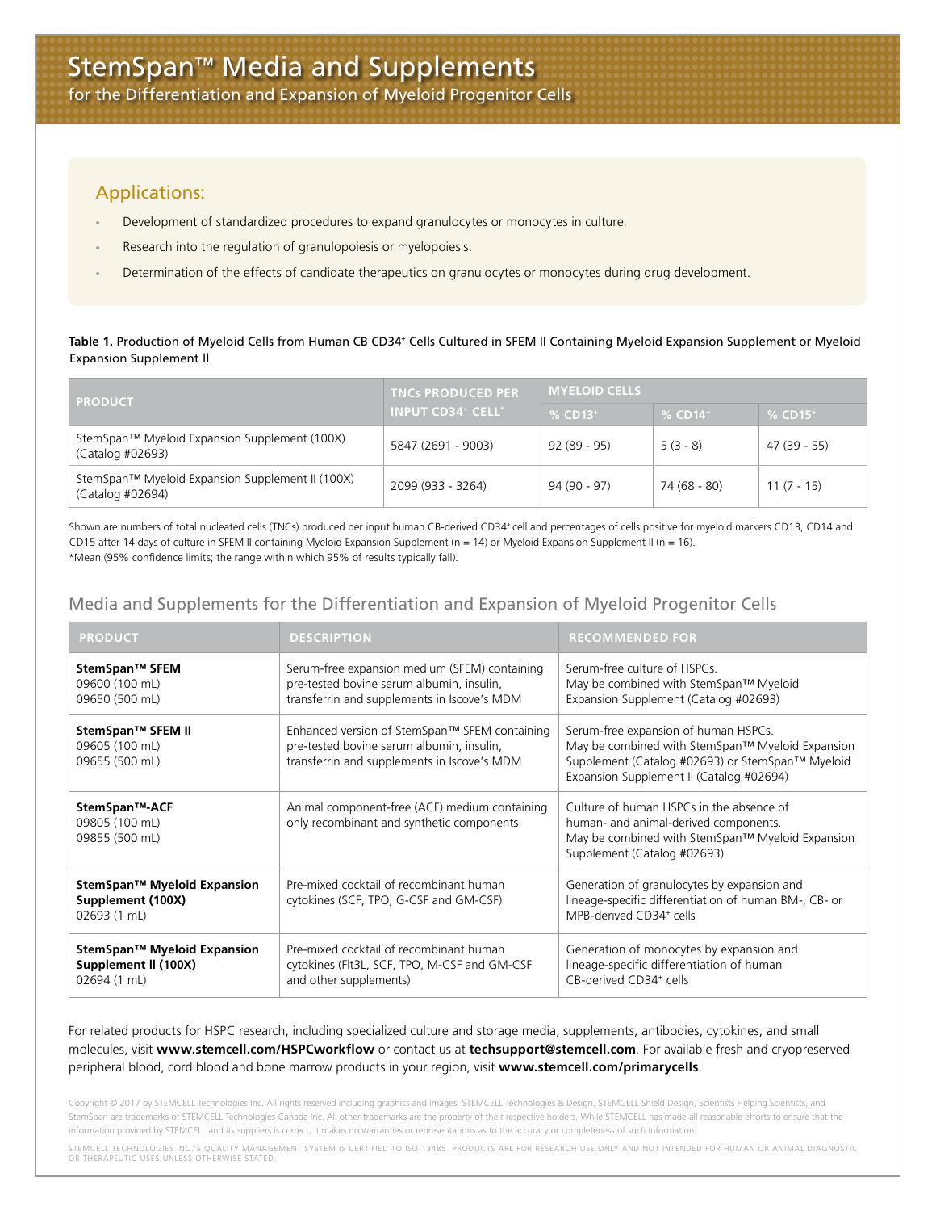# StemSpan™ Media and Supplements

for the Differentiation and Expansion of Myeloid Progenitor Cells

## Applications:

- Development of standardized procedures to expand granulocytes or monocytes in culture.
- Research into the regulation of granulopoiesis or myelopoiesis.
- Determination of the effects of candidate therapeutics on granulocytes or monocytes during drug development.

**Table 1.** Production of Myeloid Cells from Human CB CD34+ Cells Cultured in SFEM II Containing Myeloid Expansion Supplement or Myeloid Expansion Supplement II

| PRODUCT | TNCs PRODUCED PER INPUT CD34+ CELL* | MYELOID CELLS | | |
|---|---|---|---|---|
| | | % CD13+ | % CD14+ | % CD15+ |
| StemSpan™ Myeloid Expansion Supplement (100X) (Catalog #02693) | 5847 (2691 - 9003) | 92 (89 - 95) | 5 (3 - 8) | 47 (39 - 55) |
| StemSpan™ Myeloid Expansion Supplement II (100X) (Catalog #02694) | 2099 (933 - 3264) | 94 (90 - 97) | 74 (68 - 80) | 11 (7 - 15) |

Shown are numbers of total nucleated cells (TNCs) produced per input human CB-derived CD34+ cell and percentages of cells positive for myeloid markers CD13, CD14 and CD15 after 14 days of culture in SFEM II containing Myeloid Expansion Supplement (n = 14) or Myeloid Expansion Supplement II (n = 16).
*Mean (95% confidence limits; the range within which 95% of results typically fall).

## Media and Supplements for the Differentiation and Expansion of Myeloid Progenitor Cells

| PRODUCT | DESCRIPTION | RECOMMENDED FOR |
|---|---|---|
| **StemSpan™ SFEM** 09600 (100 mL) 09650 (500 mL) | Serum-free expansion medium (SFEM) containing pre-tested bovine serum albumin, insulin, transferrin and supplements in Iscove's MDM | Serum-free culture of HSPCs. May be combined with StemSpan™ Myeloid Expansion Supplement (Catalog #02693) |
| **StemSpan™ SFEM II** 09605 (100 mL) 09655 (500 mL) | Enhanced version of StemSpan™ SFEM containing pre-tested bovine serum albumin, insulin, transferrin and supplements in Iscove's MDM | Serum-free expansion of human HSPCs. May be combined with StemSpan™ Myeloid Expansion Supplement (Catalog #02693) or StemSpan™ Myeloid Expansion Supplement II (Catalog #02694) |
| **StemSpan™-ACF** 09805 (100 mL) 09855 (500 mL) | Animal component-free (ACF) medium containing only recombinant and synthetic components | Culture of human HSPCs in the absence of human- and animal-derived components. May be combined with StemSpan™ Myeloid Expansion Supplement (Catalog #02693) |
| **StemSpan™ Myeloid Expansion Supplement (100X)** 02693 (1 mL) | Pre-mixed cocktail of recombinant human cytokines (SCF, TPO, G-CSF and GM-CSF) | Generation of granulocytes by expansion and lineage-specific differentiation of human BM-, CB- or MPB-derived CD34+ cells |
| **StemSpan™ Myeloid Expansion Supplement II (100X)** 02694 (1 mL) | Pre-mixed cocktail of recombinant human cytokines (Flt3L, SCF, TPO, M-CSF and GM-CSF and other supplements) | Generation of monocytes by expansion and lineage-specific differentiation of human CB-derived CD34+ cells |

For related products for HSPC research, including specialized culture and storage media, supplements, antibodies, cytokines, and small molecules, visit **www.stemcell.com/HSPCworkflow** or contact us at **techsupport@stemcell.com**. For available fresh and cryopreserved peripheral blood, cord blood and bone marrow products in your region, visit **www.stemcell.com/primarycells**.

Copyright © 2017 by STEMCELL Technologies Inc. All rights reserved including graphics and images. STEMCELL Technologies & Design, STEMCELL Shield Design, Scientists Helping Scientists, and StemSpan are trademarks of STEMCELL Technologies Canada Inc. All other trademarks are the property of their respective holders. While STEMCELL has made all reasonable efforts to ensure that the information provided by STEMCELL and its suppliers is correct, it makes no warranties or representations as to the accuracy or completeness of such information.

STEMCELL TECHNOLOGIES INC.'S QUALITY MANAGEMENT SYSTEM IS CERTIFIED TO ISO 13485. PRODUCTS ARE FOR RESEARCH USE ONLY AND NOT INTENDED FOR HUMAN OR ANIMAL DIAGNOSTIC OR THERAPEUTIC USES UNLESS OTHERWISE STATED.